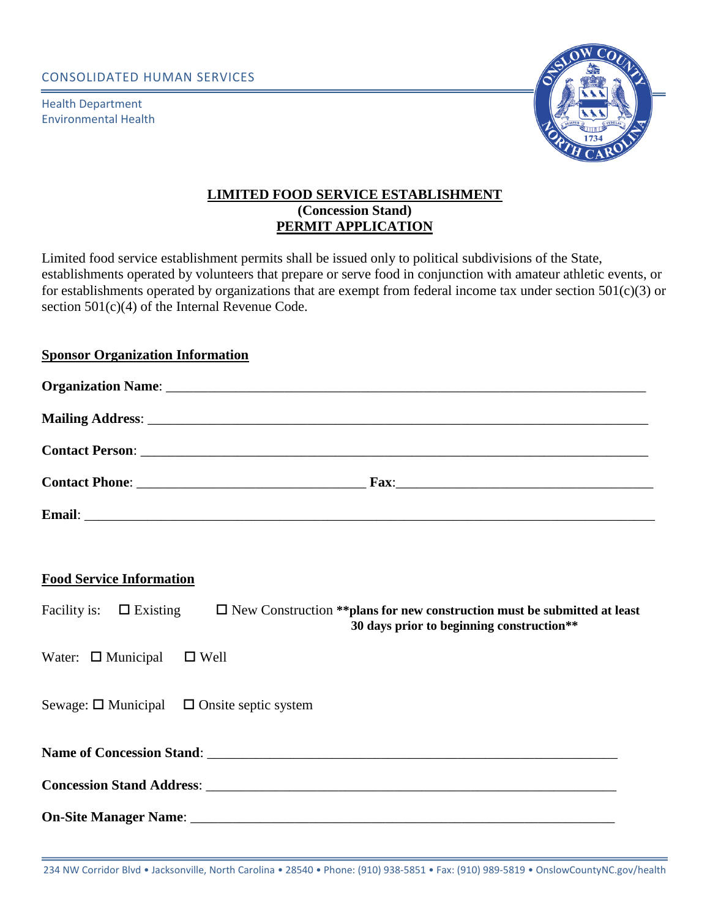CONSOLIDATED HUMAN SERVICES

Health Department
Environmental Health

# LIMITED FOOD SERVICE ESTABLISHMENT
## (Concession Stand)
## PERMIT APPLICATION

Limited food service establishment permits shall be issued only to political subdivisions of the State, establishments operated by volunteers that prepare or serve food in conjunction with amateur athletic events, or for establishments operated by organizations that are exempt from federal income tax under section 501(c)(3) or section 501(c)(4) of the Internal Revenue Code.

**Sponsor Organization Information**

**Organization Name**: ___________________________________________________________________________

**Mailing Address**: ___________________________________________________________________________

**Contact Person**: ___________________________________________________________________________

**Contact Phone**: ________________________________ **Fax**:____________________________________

**Email**: ___________________________________________________________________________________

**Food Service Information**

Facility is: ☐ Existing ☐ New Construction **\*\*plans for new construction must be submitted at least 30 days prior to beginning construction\*\***

Water: ☐ Municipal ☐ Well

Sewage: ☐ Municipal ☐ Onsite septic system

**Name of Concession Stand**: _____________________________________________________________

**Concession Stand Address**: _____________________________________________________________

**On-Site Manager Name**: ________________________________________________________________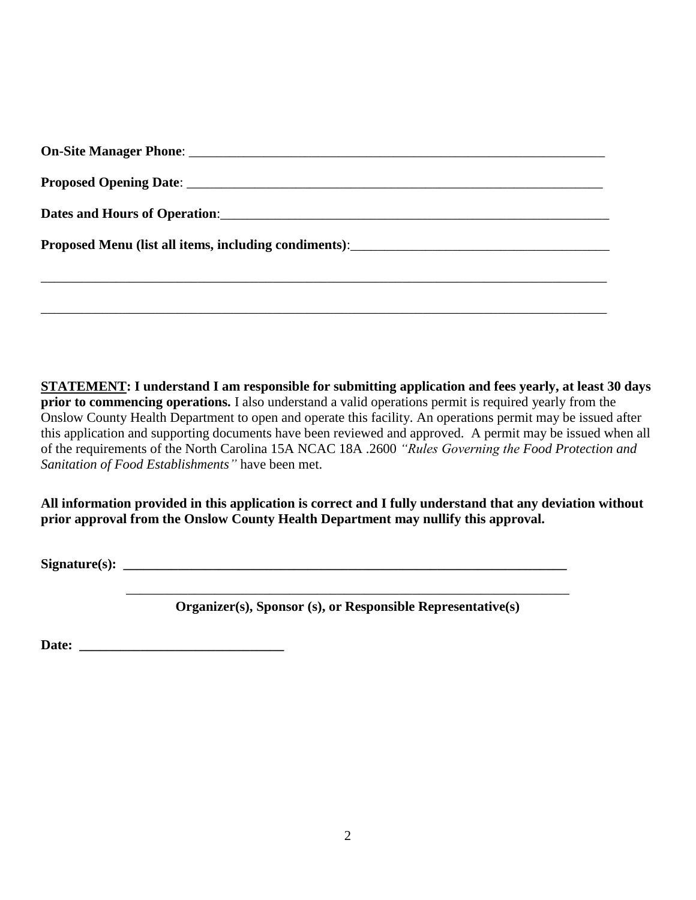**On-Site Manager Phone**: ______________________________________________________________

**Proposed Opening Date**: ______________________________________________________________

**Dates and Hours of Operation**:__________________________________________________________

**Proposed Menu (list all items, including condiments)**:_____________________________________

________________________________________________________________________________________

________________________________________________________________________________________

**<u>STATEMENT</u>: I understand I am responsible for submitting application and fees yearly, at least 30 days prior to commencing operations.** I also understand a valid operations permit is required yearly from the Onslow County Health Department to open and operate this facility. An operations permit may be issued after this application and supporting documents have been reviewed and approved. A permit may be issued when all of the requirements of the North Carolina 15A NCAC 18A .2600 *"Rules Governing the Food Protection and Sanitation of Food Establishments"* have been met.

**All information provided in this application is correct and I fully understand that any deviation without prior approval from the Onslow County Health Department may nullify this approval.**

**Signature(s): ________________________________________________________________**

________________________________________________________________

**Organizer(s), Sponsor (s), or Responsible Representative(s)**

**Date: ______________________________**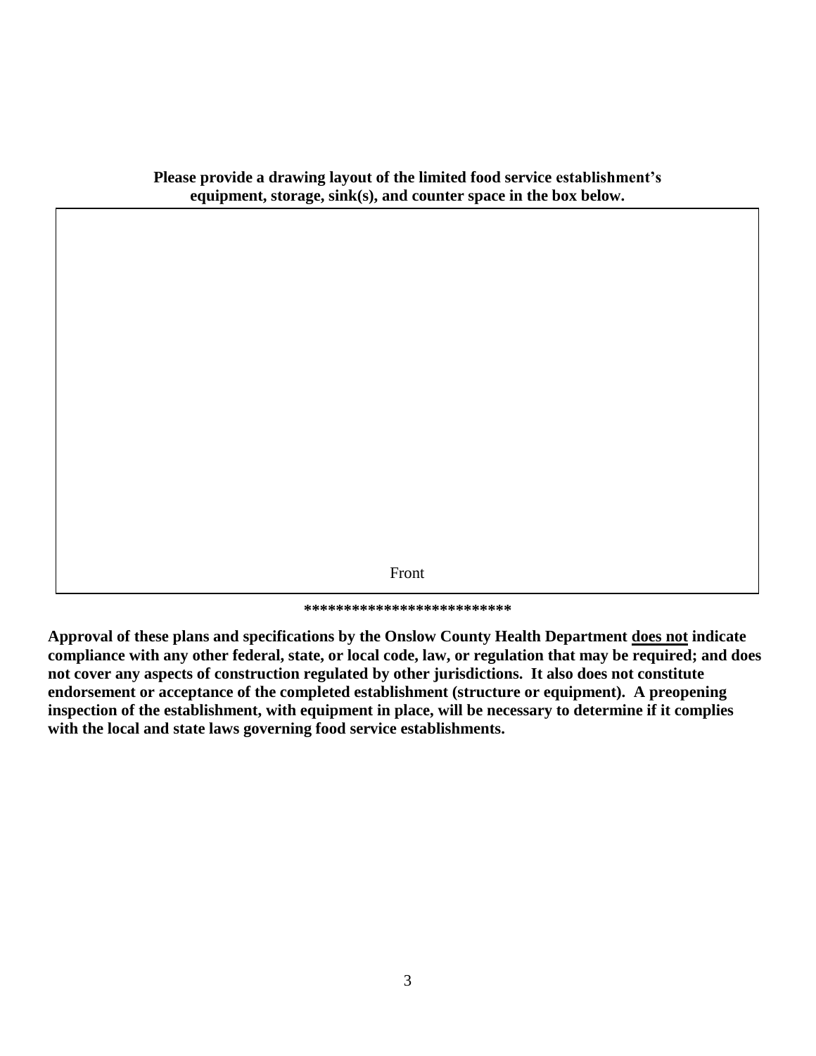**Please provide a drawing layout of the limited food service establishment's equipment, storage, sink(s), and counter space in the box below.**

Front

**************************

**Approval of these plans and specifications by the Onslow County Health Department <u>does not</u> indicate compliance with any other federal, state, or local code, law, or regulation that may be required; and does not cover any aspects of construction regulated by other jurisdictions. It also does not constitute endorsement or acceptance of the completed establishment (structure or equipment). A preopening inspection of the establishment, with equipment in place, will be necessary to determine if it complies with the local and state laws governing food service establishments.**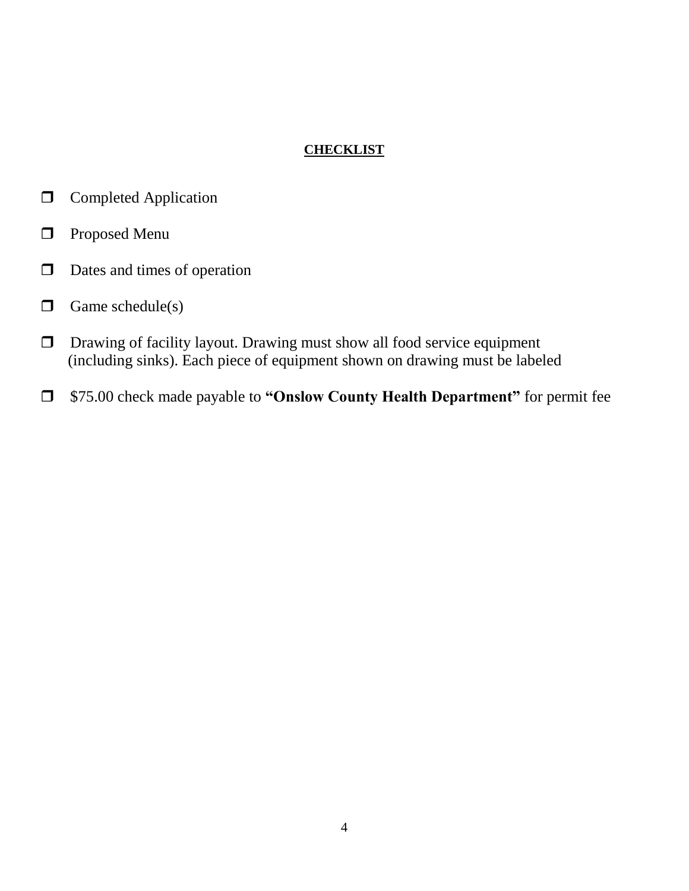**CHECKLIST**

- [ ] Completed Application
- [ ] Proposed Menu
- [ ] Dates and times of operation
- [ ] Game schedule(s)
- [ ] Drawing of facility layout. Drawing must show all food service equipment (including sinks). Each piece of equipment shown on drawing must be labeled
- [ ] $75.00 check made payable to **"Onslow County Health Department"** for permit fee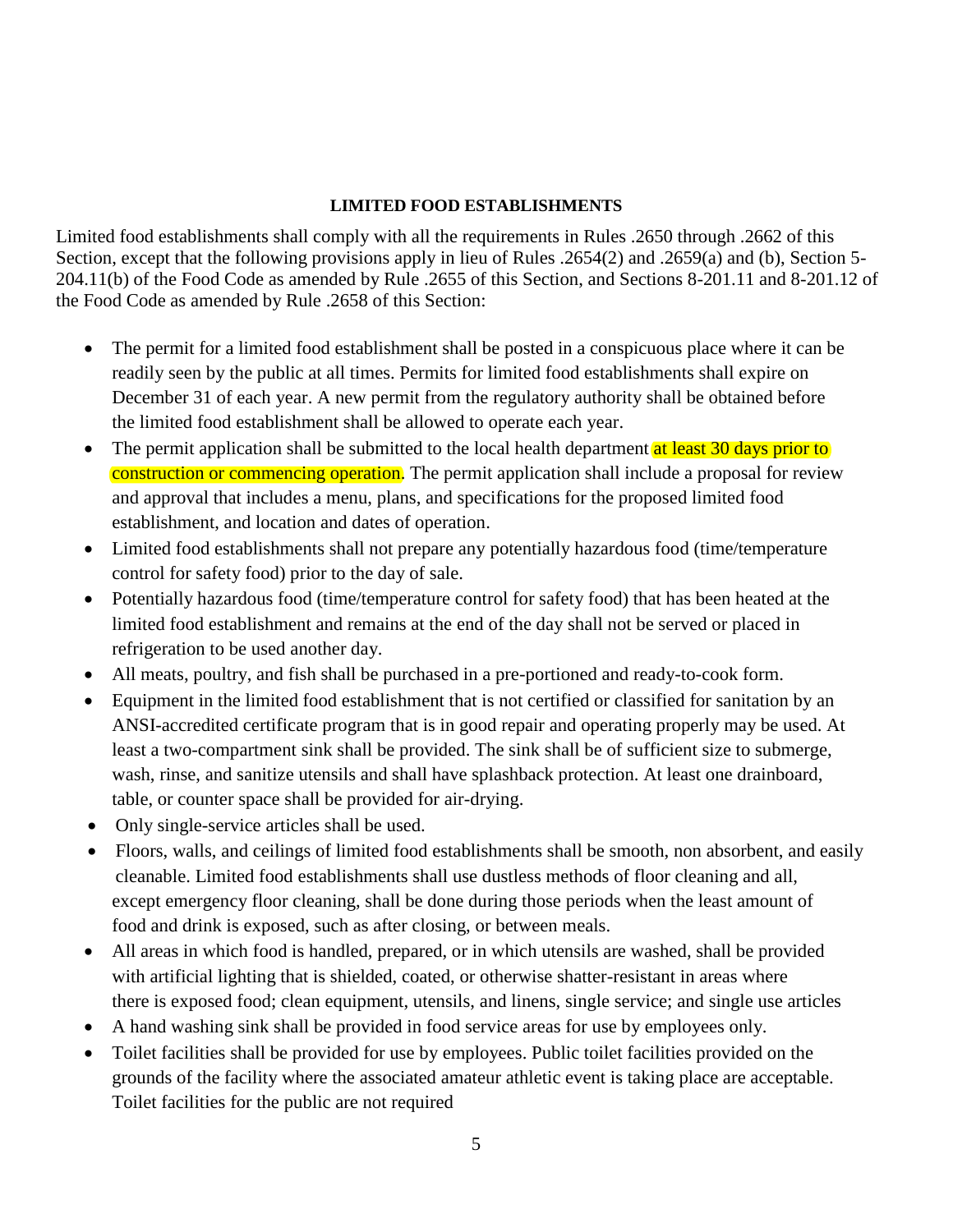**LIMITED FOOD ESTABLISHMENTS**

Limited food establishments shall comply with all the requirements in Rules .2650 through .2662 of this Section, except that the following provisions apply in lieu of Rules .2654(2) and .2659(a) and (b), Section 5-204.11(b) of the Food Code as amended by Rule .2655 of this Section, and Sections 8-201.11 and 8-201.12 of the Food Code as amended by Rule .2658 of this Section:

- The permit for a limited food establishment shall be posted in a conspicuous place where it can be readily seen by the public at all times. Permits for limited food establishments shall expire on December 31 of each year. A new permit from the regulatory authority shall be obtained before the limited food establishment shall be allowed to operate each year.
- The permit application shall be submitted to the local health department at least 30 days prior to construction or commencing operation. The permit application shall include a proposal for review and approval that includes a menu, plans, and specifications for the proposed limited food establishment, and location and dates of operation.
- Limited food establishments shall not prepare any potentially hazardous food (time/temperature control for safety food) prior to the day of sale.
- Potentially hazardous food (time/temperature control for safety food) that has been heated at the limited food establishment and remains at the end of the day shall not be served or placed in refrigeration to be used another day.
- All meats, poultry, and fish shall be purchased in a pre-portioned and ready-to-cook form.
- Equipment in the limited food establishment that is not certified or classified for sanitation by an ANSI-accredited certificate program that is in good repair and operating properly may be used. At least a two-compartment sink shall be provided. The sink shall be of sufficient size to submerge, wash, rinse, and sanitize utensils and shall have splashback protection. At least one drainboard, table, or counter space shall be provided for air-drying.
- Only single-service articles shall be used.
- Floors, walls, and ceilings of limited food establishments shall be smooth, non absorbent, and easily cleanable. Limited food establishments shall use dustless methods of floor cleaning and all, except emergency floor cleaning, shall be done during those periods when the least amount of food and drink is exposed, such as after closing, or between meals.
- All areas in which food is handled, prepared, or in which utensils are washed, shall be provided with artificial lighting that is shielded, coated, or otherwise shatter-resistant in areas where there is exposed food; clean equipment, utensils, and linens, single service; and single use articles
- A hand washing sink shall be provided in food service areas for use by employees only.
- Toilet facilities shall be provided for use by employees. Public toilet facilities provided on the grounds of the facility where the associated amateur athletic event is taking place are acceptable. Toilet facilities for the public are not required